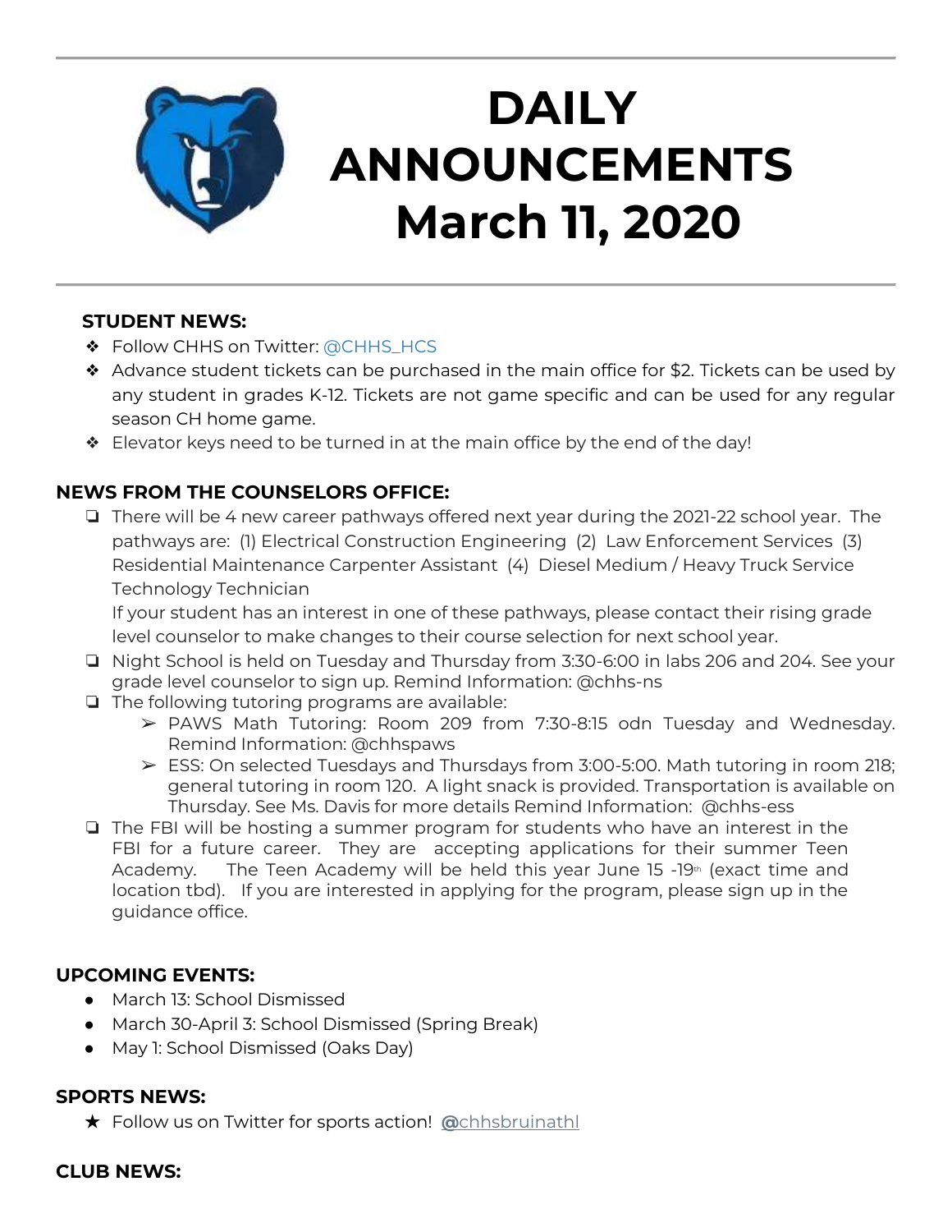# DAILY ANNOUNCEMENTS March 11, 2020

### STUDENT NEWS:

- Follow CHHS on Twitter: @CHHS_HCS
- Advance student tickets can be purchased in the main office for $2. Tickets can be used by any student in grades K-12. Tickets are not game specific and can be used for any regular season CH home game.
- Elevator keys need to be turned in at the main office by the end of the day!

### NEWS FROM THE COUNSELORS OFFICE:

- There will be 4 new career pathways offered next year during the 2021-22 school year. The pathways are: (1) Electrical Construction Engineering (2) Law Enforcement Services (3) Residential Maintenance Carpenter Assistant (4) Diesel Medium / Heavy Truck Service Technology Technician
  If your student has an interest in one of these pathways, please contact their rising grade level counselor to make changes to their course selection for next school year.
- Night School is held on Tuesday and Thursday from 3:30-6:00 in labs 206 and 204. See your grade level counselor to sign up. Remind Information: @chhs-ns
- The following tutoring programs are available:
  - PAWS Math Tutoring: Room 209 from 7:30-8:15 odn Tuesday and Wednesday. Remind Information: @chhspaws
  - ESS: On selected Tuesdays and Thursdays from 3:00-5:00. Math tutoring in room 218; general tutoring in room 120. A light snack is provided. Transportation is available on Thursday. See Ms. Davis for more details Remind Information: @chhs-ess
- The FBI will be hosting a summer program for students who have an interest in the FBI for a future career. They are accepting applications for their summer Teen Academy. The Teen Academy will be held this year June 15 -19th (exact time and location tbd). If you are interested in applying for the program, please sign up in the guidance office.

### UPCOMING EVENTS:

- March 13: School Dismissed
- March 30-April 3: School Dismissed (Spring Break)
- May 1: School Dismissed (Oaks Day)

### SPORTS NEWS:

- Follow us on Twitter for sports action! @chhsbruinathl

### CLUB NEWS: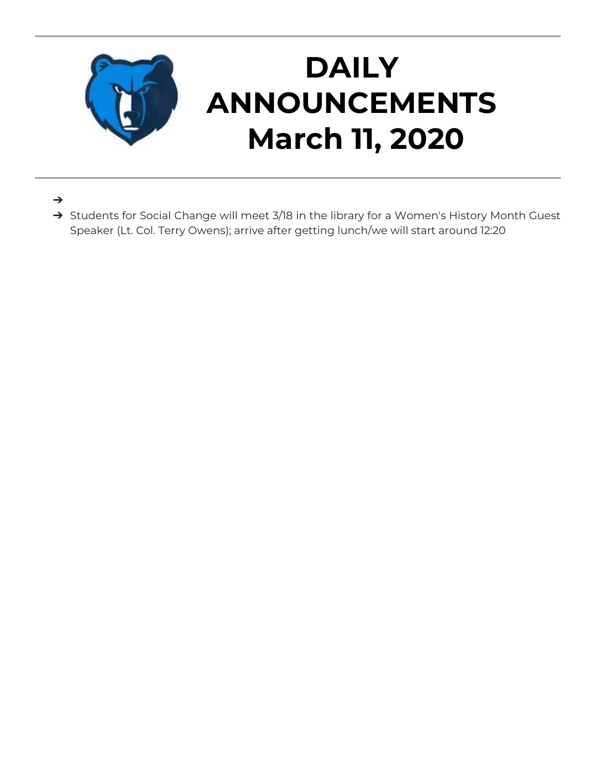# DAILY ANNOUNCEMENTS March 11, 2020

- 
- Students for Social Change will meet 3/18 in the library for a Women's History Month Guest Speaker (Lt. Col. Terry Owens); arrive after getting lunch/we will start around 12:20